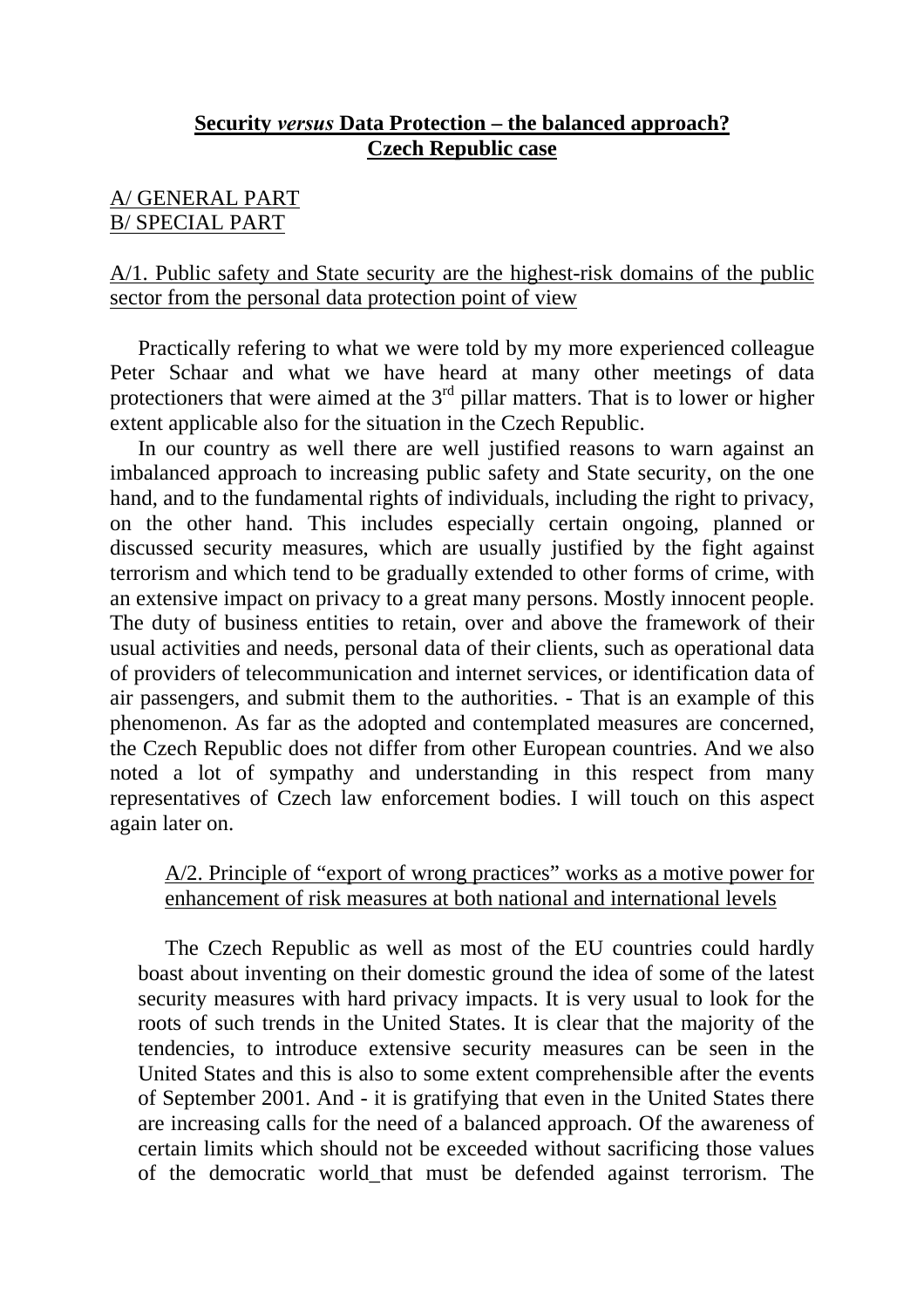# **Security *versus* Data Protection – the balanced approach? Czech Republic case**

A/ GENERAL PART
B/ SPECIAL PART

A/1. Public safety and State security are the highest-risk domains of the public sector from the personal data protection point of view

Practically refering to what we were told by my more experienced colleague Peter Schaar and what we have heard at many other meetings of data protectioners that were aimed at the 3rd pillar matters. That is to lower or higher extent applicable also for the situation in the Czech Republic.

In our country as well there are well justified reasons to warn against an imbalanced approach to increasing public safety and State security, on the one hand, and to the fundamental rights of individuals, including the right to privacy, on the other hand. This includes especially certain ongoing, planned or discussed security measures, which are usually justified by the fight against terrorism and which tend to be gradually extended to other forms of crime, with an extensive impact on privacy to a great many persons. Mostly innocent people. The duty of business entities to retain, over and above the framework of their usual activities and needs, personal data of their clients, such as operational data of providers of telecommunication and internet services, or identification data of air passengers, and submit them to the authorities. - That is an example of this phenomenon. As far as the adopted and contemplated measures are concerned, the Czech Republic does not differ from other European countries. And we also noted a lot of sympathy and understanding in this respect from many representatives of Czech law enforcement bodies. I will touch on this aspect again later on.

A/2. Principle of "export of wrong practices" works as a motive power for enhancement of risk measures at both national and international levels

The Czech Republic as well as most of the EU countries could hardly boast about inventing on their domestic ground the idea of some of the latest security measures with hard privacy impacts. It is very usual to look for the roots of such trends in the United States. It is clear that the majority of the tendencies, to introduce extensive security measures can be seen in the United States and this is also to some extent comprehensible after the events of September 2001. And - it is gratifying that even in the United States there are increasing calls for the need of a balanced approach. Of the awareness of certain limits which should not be exceeded without sacrificing those values of the democratic world_that must be defended against terrorism. The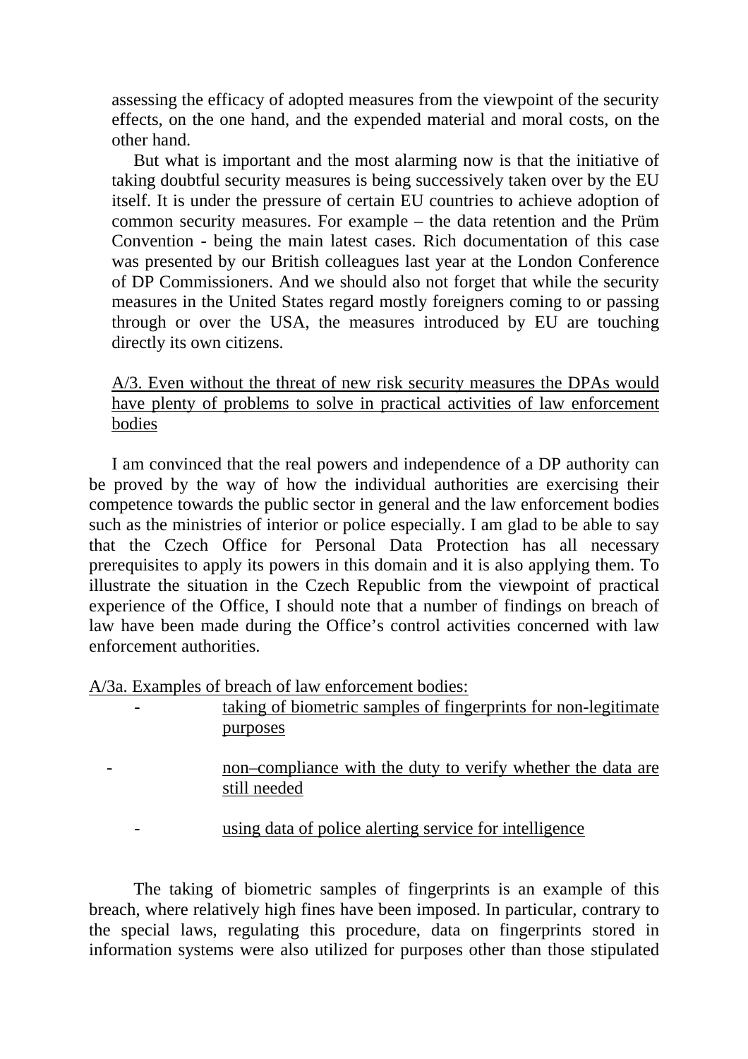assessing the efficacy of adopted measures from the viewpoint of the security effects, on the one hand, and the expended material and moral costs, on the other hand.

But what is important and the most alarming now is that the initiative of taking doubtful security measures is being successively taken over by the EU itself. It is under the pressure of certain EU countries to achieve adoption of common security measures. For example – the data retention and the Prüm Convention - being the main latest cases. Rich documentation of this case was presented by our British colleagues last year at the London Conference of DP Commissioners. And we should also not forget that while the security measures in the United States regard mostly foreigners coming to or passing through or over the USA, the measures introduced by EU are touching directly its own citizens.

<u>A/3. Even without the threat of new risk security measures the DPAs would have plenty of problems to solve in practical activities of law enforcement bodies</u>

I am convinced that the real powers and independence of a DP authority can be proved by the way of how the individual authorities are exercising their competence towards the public sector in general and the law enforcement bodies such as the ministries of interior or police especially. I am glad to be able to say that the Czech Office for Personal Data Protection has all necessary prerequisites to apply its powers in this domain and it is also applying them. To illustrate the situation in the Czech Republic from the viewpoint of practical experience of the Office, I should note that a number of findings on breach of law have been made during the Office's control activities concerned with law enforcement authorities.

<u>A/3a. Examples of breach of law enforcement bodies:</u>

- <u>taking of biometric samples of fingerprints for non-legitimate purposes</u>
- <u>non–compliance with the duty to verify whether the data are still needed</u>
- <u>using data of police alerting service for intelligence</u>

The taking of biometric samples of fingerprints is an example of this breach, where relatively high fines have been imposed. In particular, contrary to the special laws, regulating this procedure, data on fingerprints stored in information systems were also utilized for purposes other than those stipulated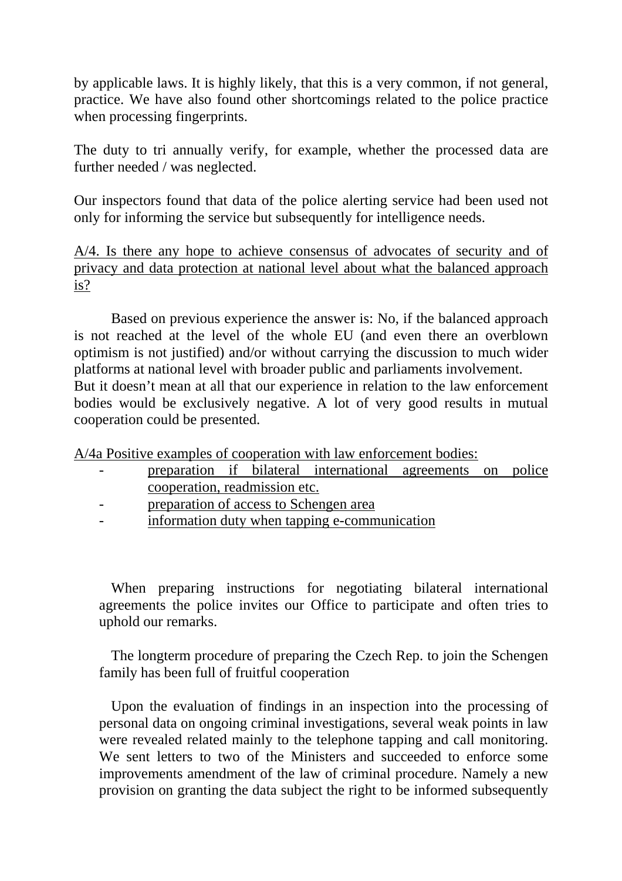by applicable laws. It is highly likely, that this is a very common, if not general, practice. We have also found other shortcomings related to the police practice when processing fingerprints.

The duty to tri annually verify, for example, whether the processed data are further needed / was neglected.

Our inspectors found that data of the police alerting service had been used not only for informing the service but subsequently for intelligence needs.

<u>A/4. Is there any hope to achieve consensus of advocates of security and of privacy and data protection at national level about what the balanced approach is?</u>

Based on previous experience the answer is: No, if the balanced approach is not reached at the level of the whole EU (and even there an overblown optimism is not justified) and/or without carrying the discussion to much wider platforms at national level with broader public and parliaments involvement.
But it doesn't mean at all that our experience in relation to the law enforcement bodies would be exclusively negative. A lot of very good results in mutual cooperation could be presented.

<u>A/4a Positive examples of cooperation with law enforcement bodies:</u>

- <u>preparation if bilateral international agreements on police cooperation, readmission etc.</u>
- <u>preparation of access to Schengen area</u>
- <u>information duty when tapping e-communication</u>

When preparing instructions for negotiating bilateral international agreements the police invites our Office to participate and often tries to uphold our remarks.

The longterm procedure of preparing the Czech Rep. to join the Schengen family has been full of fruitful cooperation

Upon the evaluation of findings in an inspection into the processing of personal data on ongoing criminal investigations, several weak points in law were revealed related mainly to the telephone tapping and call monitoring. We sent letters to two of the Ministers and succeeded to enforce some improvements amendment of the law of criminal procedure. Namely a new provision on granting the data subject the right to be informed subsequently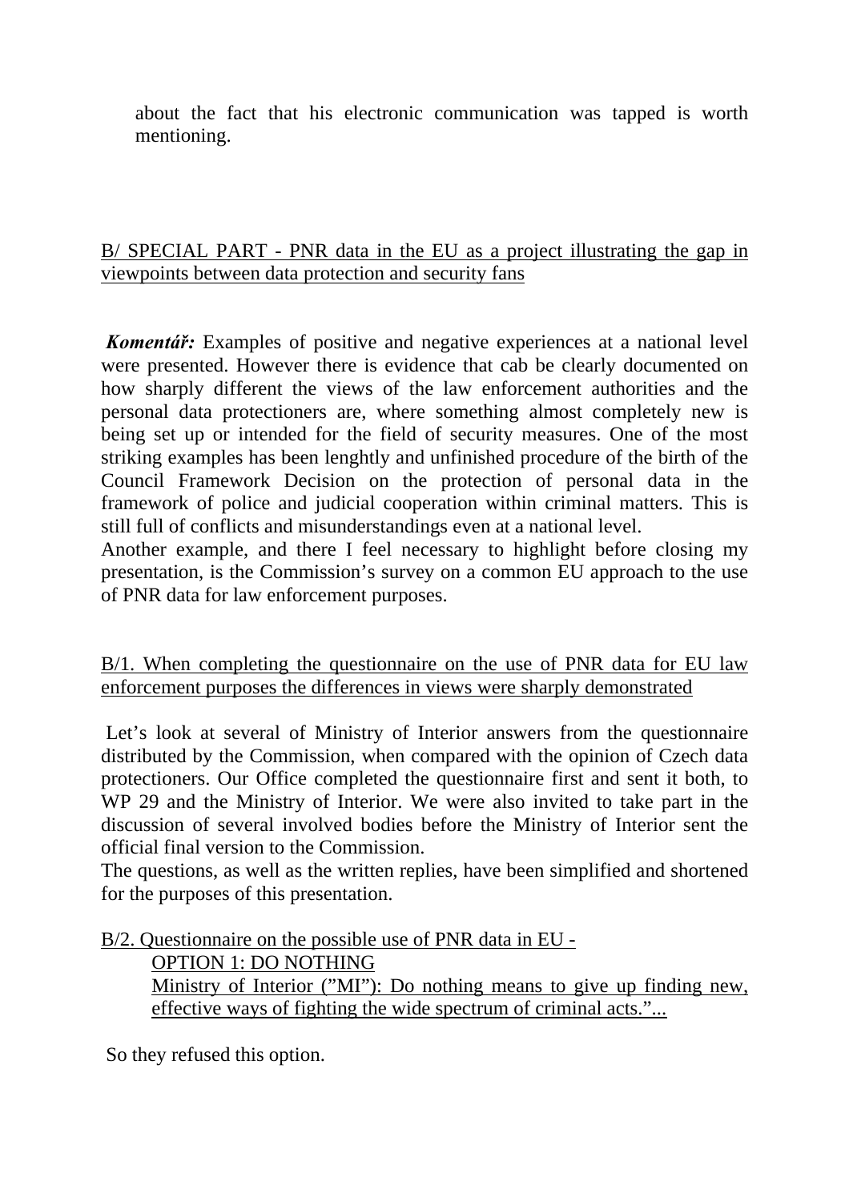about the fact that his electronic communication was tapped is worth mentioning.

<u>B/ SPECIAL PART - PNR data in the EU as a project illustrating the gap in viewpoints between data protection and security fans</u>

***Komentář:*** Examples of positive and negative experiences at a national level were presented. However there is evidence that cab be clearly documented on how sharply different the views of the law enforcement authorities and the personal data protectioners are, where something almost completely new is being set up or intended for the field of security measures. One of the most striking examples has been lenghtly and unfinished procedure of the birth of the Council Framework Decision on the protection of personal data in the framework of police and judicial cooperation within criminal matters. This is still full of conflicts and misunderstandings even at a national level.
Another example, and there I feel necessary to highlight before closing my presentation, is the Commission's survey on a common EU approach to the use of PNR data for law enforcement purposes.

<u>B/1. When completing the questionnaire on the use of PNR data for EU law enforcement purposes the differences in views were sharply demonstrated</u>

Let's look at several of Ministry of Interior answers from the questionnaire distributed by the Commission, when compared with the opinion of Czech data protectioners. Our Office completed the questionnaire first and sent it both, to WP 29 and the Ministry of Interior. We were also invited to take part in the discussion of several involved bodies before the Ministry of Interior sent the official final version to the Commission.
The questions, as well as the written replies, have been simplified and shortened for the purposes of this presentation.

<u>B/2. Questionnaire on the possible use of PNR data in EU -</u>

<u>OPTION 1: DO NOTHING</u>

<u>Ministry of Interior ("MI"): Do nothing means to give up finding new, effective ways of fighting the wide spectrum of criminal acts."...</u>

So they refused this option.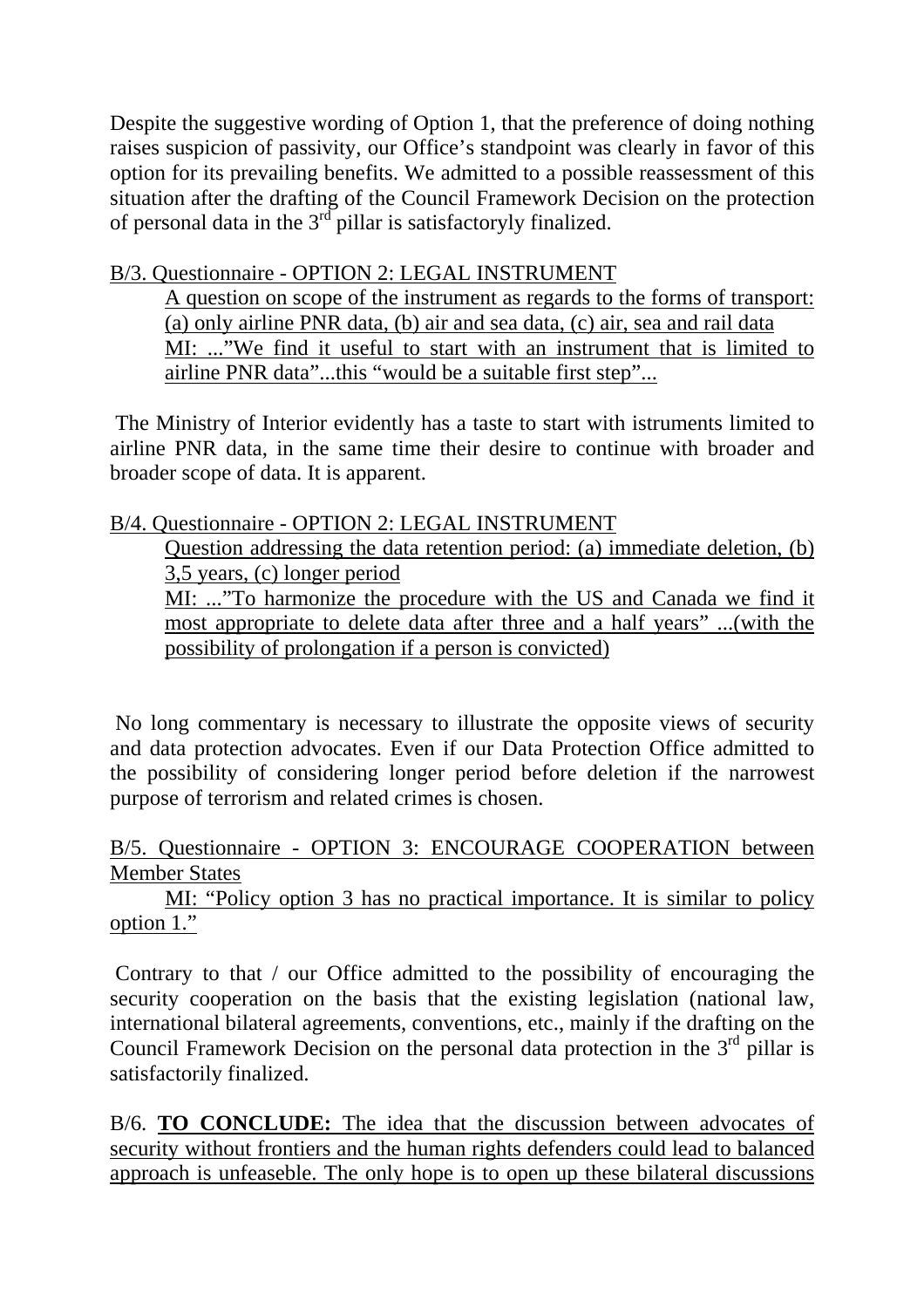Despite the suggestive wording of Option 1, that the preference of doing nothing raises suspicion of passivity, our Office's standpoint was clearly in favor of this option for its prevailing benefits. We admitted to a possible reassessment of this situation after the drafting of the Council Framework Decision on the protection of personal data in the 3rd pillar is satisfactoryly finalized.

B/3. Questionnaire - OPTION 2: LEGAL INSTRUMENT

> A question on scope of the instrument as regards to the forms of transport: (a) only airline PNR data, (b) air and sea data, (c) air, sea and rail data
> MI: ..."We find it useful to start with an instrument that is limited to airline PNR data"...this "would be a suitable first step"...

The Ministry of Interior evidently has a taste to start with istruments limited to airline PNR data, in the same time their desire to continue with broader and broader scope of data. It is apparent.

B/4. Questionnaire - OPTION 2: LEGAL INSTRUMENT

> Question addressing the data retention period: (a) immediate deletion, (b) 3,5 years, (c) longer period
> MI: ..."To harmonize the procedure with the US and Canada we find it most appropriate to delete data after three and a half years" ...(with the possibility of prolongation if a person is convicted)

No long commentary is necessary to illustrate the opposite views of security and data protection advocates. Even if our Data Protection Office admitted to the possibility of considering longer period before deletion if the narrowest purpose of terrorism and related crimes is chosen.

B/5. Questionnaire - OPTION 3: ENCOURAGE COOPERATION between Member States

> MI: "Policy option 3 has no practical importance. It is similar to policy option 1."

Contrary to that / our Office admitted to the possibility of encouraging the security cooperation on the basis that the existing legislation (national law, international bilateral agreements, conventions, etc., mainly if the drafting on the Council Framework Decision on the personal data protection in the 3rd pillar is satisfactorily finalized.

B/6. **TO CONCLUDE:** The idea that the discussion between advocates of security without frontiers and the human rights defenders could lead to balanced approach is unfeaseble. The only hope is to open up these bilateral discussions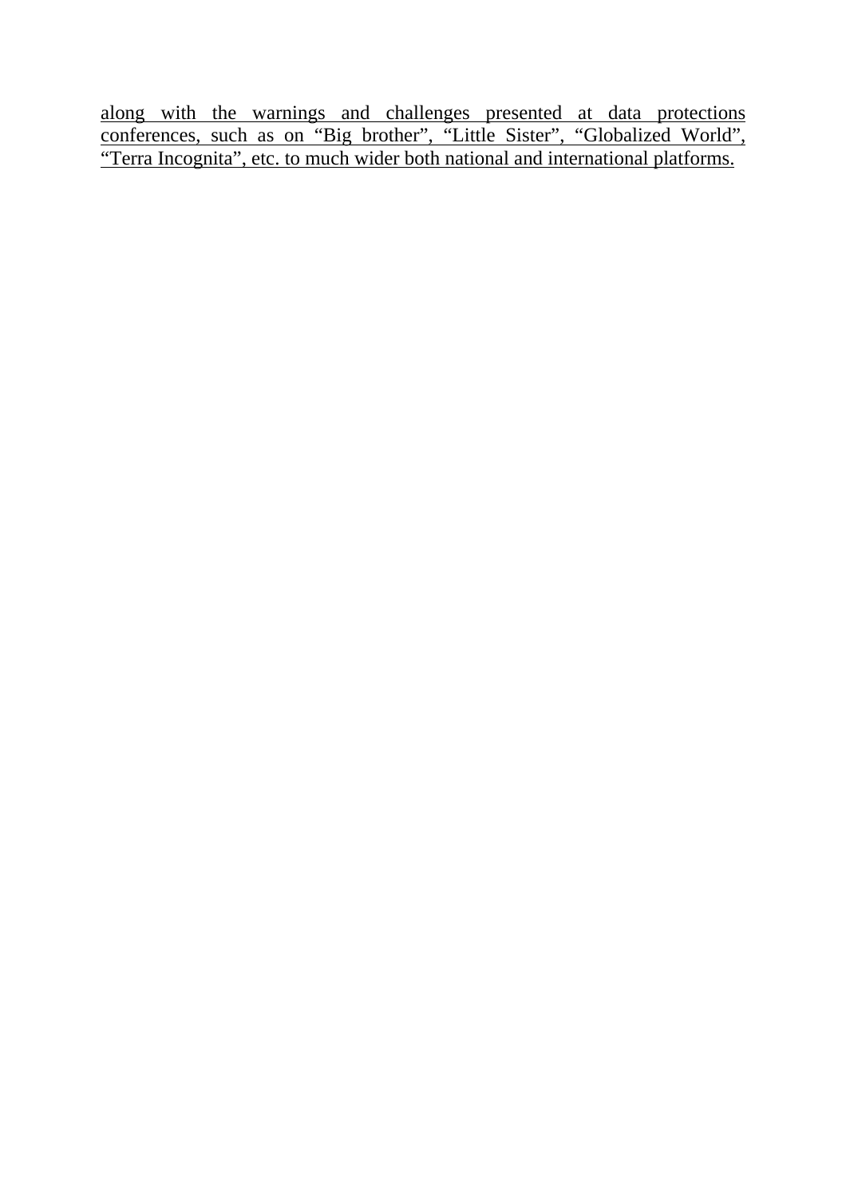<u>along with the warnings and challenges presented at data protections conferences, such as on “Big brother”, “Little Sister”, “Globalized World”, “Terra Incognita”, etc. to much wider both national and international platforms.</u>